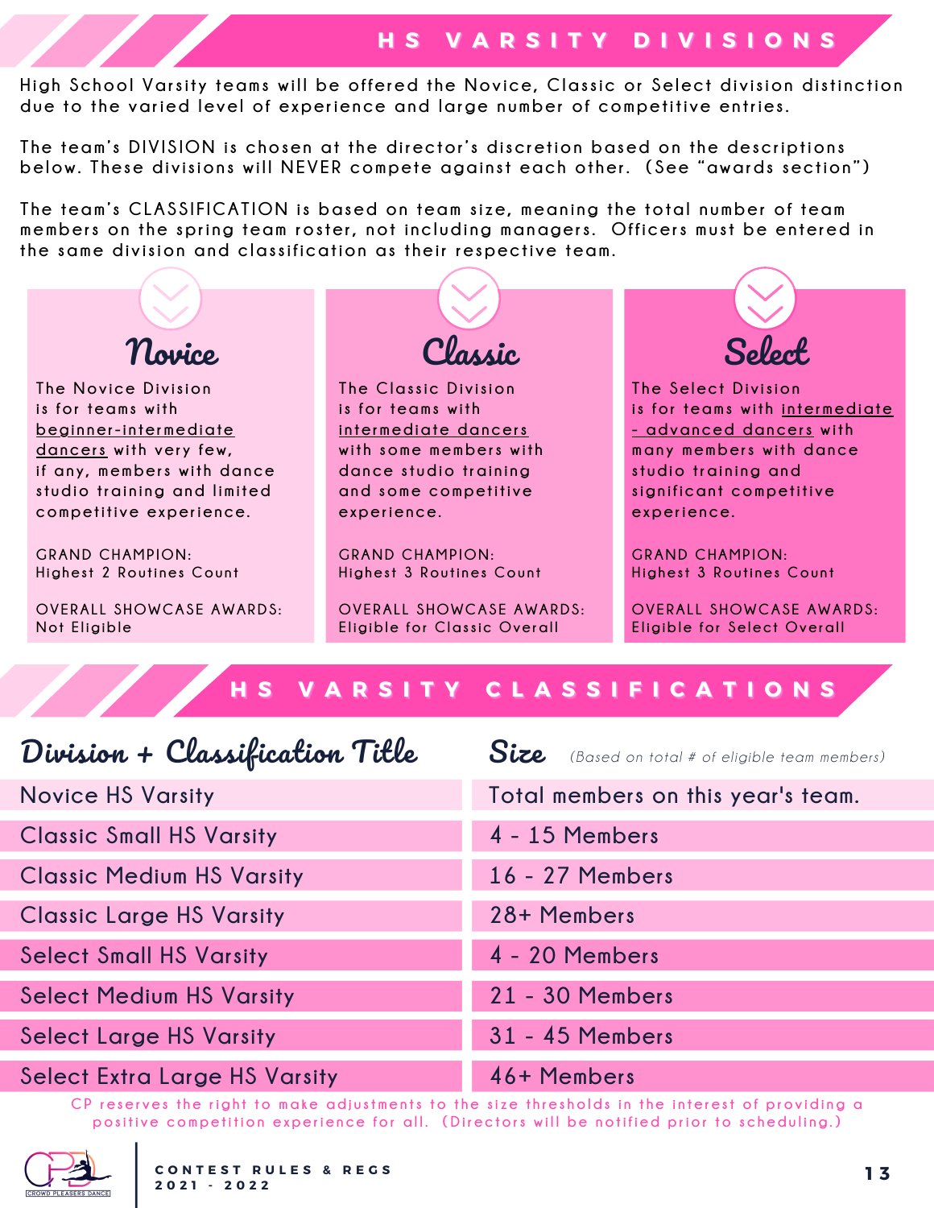## HS VARSITY DIVISIONS

High School Varsity teams will be offered the Novice, Classic or Select division distinction due to the varied level of experience and large number of competitive entries.

The team's DIVISION is chosen at the director's discretion based on the descriptions below. These divisions will NEVER compete against each other. (See "awards section")

The team's CLASSIFICATION is based on team size, meaning the total number of team members on the spring team roster, not including managers. Officers must be entered in the same division and classification as their respective team.

### Novice

The Novice Division is for teams with beginner-intermediate dancers with very few, if any, members with dance studio training and limited competitive experience.

GRAND CHAMPION:
Highest 2 Routines Count

OVERALL SHOWCASE AWARDS:
Not Eligible

### Classic

The Classic Division is for teams with intermediate dancers with some members with dance studio training and some competitive experience.

GRAND CHAMPION:
Highest 3 Routines Count

OVERALL SHOWCASE AWARDS:
Eligible for Classic Overall

### Select

The Select Division is for teams with intermediate - advanced dancers with many members with dance studio training and significant competitive experience.

GRAND CHAMPION:
Highest 3 Routines Count

OVERALL SHOWCASE AWARDS:
Eligible for Select Overall

## HS VARSITY CLASSIFICATIONS

| Division + Classification Title | Size (Based on total # of eligible team members) |
|---|---|
| Novice HS Varsity | Total members on this year's team. |
| Classic Small HS Varsity | 4 - 15 Members |
| Classic Medium HS Varsity | 16 - 27 Members |
| Classic Large HS Varsity | 28+ Members |
| Select Small HS Varsity | 4 - 20 Members |
| Select Medium HS Varsity | 21 - 30 Members |
| Select Large HS Varsity | 31 - 45 Members |
| Select Extra Large HS Varsity | 46+ Members |

CP reserves the right to make adjustments to the size thresholds in the interest of providing a positive competition experience for all. (Directors will be notified prior to scheduling.)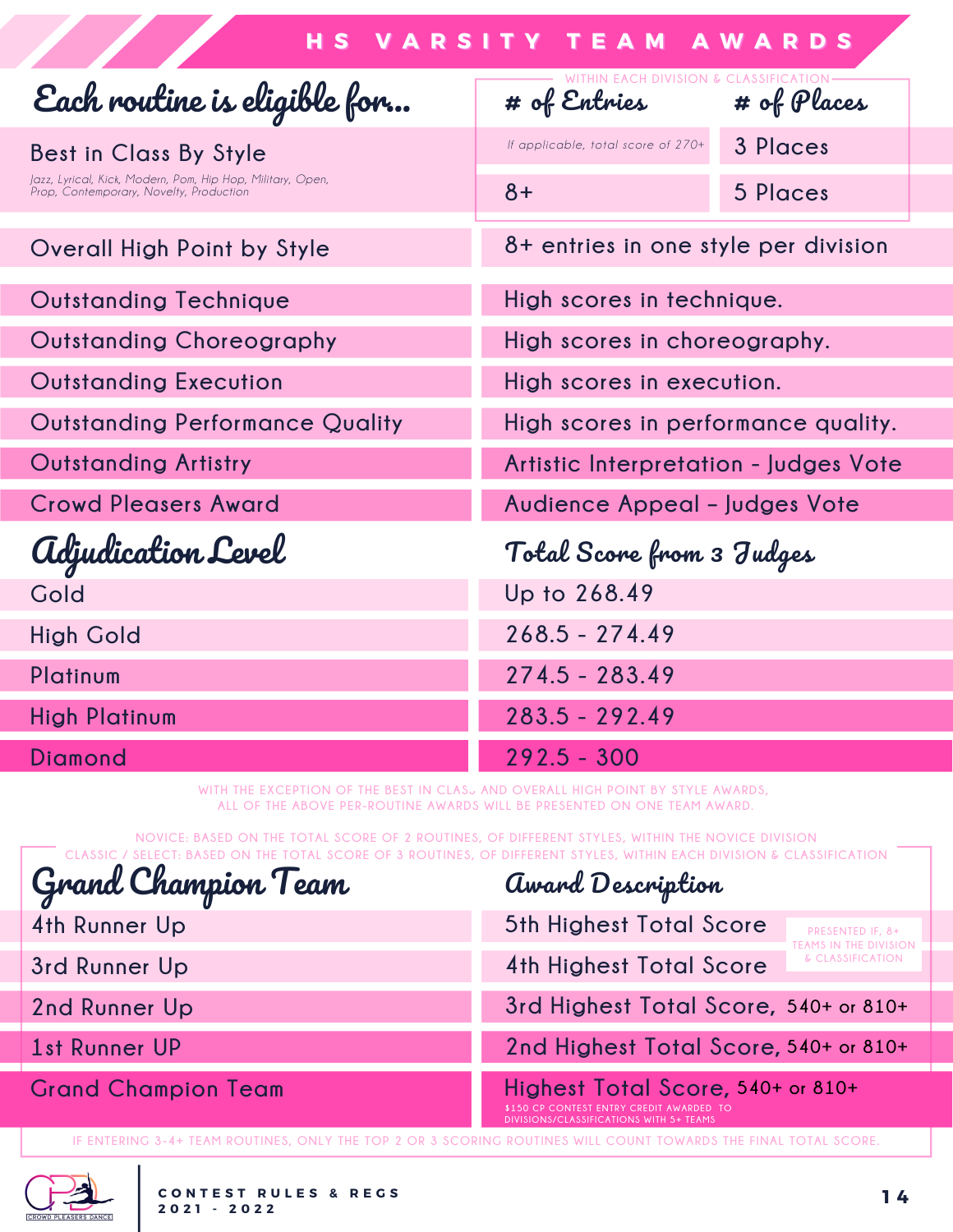# HS VARSITY TEAM AWARDS

| Each routine is eligible for... | # of Entries | # of Places |
|---|---|---|
| Best in Class By Style<br>Jazz, Lyrical, Kick, Modern, Pom, Hip Hop, Military, Open, Prop, Contemporary, Novelty, Production | If applicable, total score of 270+ | 3 Places |
| | 8+ | 5 Places |

WITHIN EACH DIVISION & CLASSIFICATION

| Award | Description |
|---|---|
| Overall High Point by Style | 8+ entries in one style per division |
| Outstanding Technique | High scores in technique. |
| Outstanding Choreography | High scores in choreography. |
| Outstanding Execution | High scores in execution. |
| Outstanding Performance Quality | High scores in performance quality. |
| Outstanding Artistry | Artistic Interpretation - Judges Vote |
| Crowd Pleasers Award | Audience Appeal – Judges Vote |

| Adjudication Level | Total Score from 3 Judges |
|---|---|
| Gold | Up to 268.49 |
| High Gold | 268.5 - 274.49 |
| Platinum | 274.5 - 283.49 |
| High Platinum | 283.5 - 292.49 |
| Diamond | 292.5 - 300 |

WITH THE EXCEPTION OF THE BEST IN CLASS AND OVERALL HIGH POINT BY STYLE AWARDS, ALL OF THE ABOVE PER-ROUTINE AWARDS WILL BE PRESENTED ON ONE TEAM AWARD.

NOVICE: BASED ON THE TOTAL SCORE OF 2 ROUTINES, OF DIFFERENT STYLES, WITHIN THE NOVICE DIVISION
CLASSIC / SELECT: BASED ON THE TOTAL SCORE OF 3 ROUTINES, OF DIFFERENT STYLES, WITHIN EACH DIVISION & CLASSIFICATION

| Grand Champion Team | Award Description |
|---|---|
| 4th Runner Up | 5th Highest Total Score (PRESENTED IF, 8+ TEAMS IN THE DIVISION & CLASSIFICATION) |
| 3rd Runner Up | 4th Highest Total Score (PRESENTED IF, 8+ TEAMS IN THE DIVISION & CLASSIFICATION) |
| 2nd Runner Up | 3rd Highest Total Score, 540+ or 810+ |
| 1st Runner UP | 2nd Highest Total Score, 540+ or 810+ |
| Grand Champion Team | Highest Total Score, 540+ or 810+<br>$150 CP CONTEST ENTRY CREDIT AWARDED TO DIVISIONS/CLASSIFICATIONS WITH 5+ TEAMS |

IF ENTERING 3-4+ TEAM ROUTINES, ONLY THE TOP 2 OR 3 SCORING ROUTINES WILL COUNT TOWARDS THE FINAL TOTAL SCORE.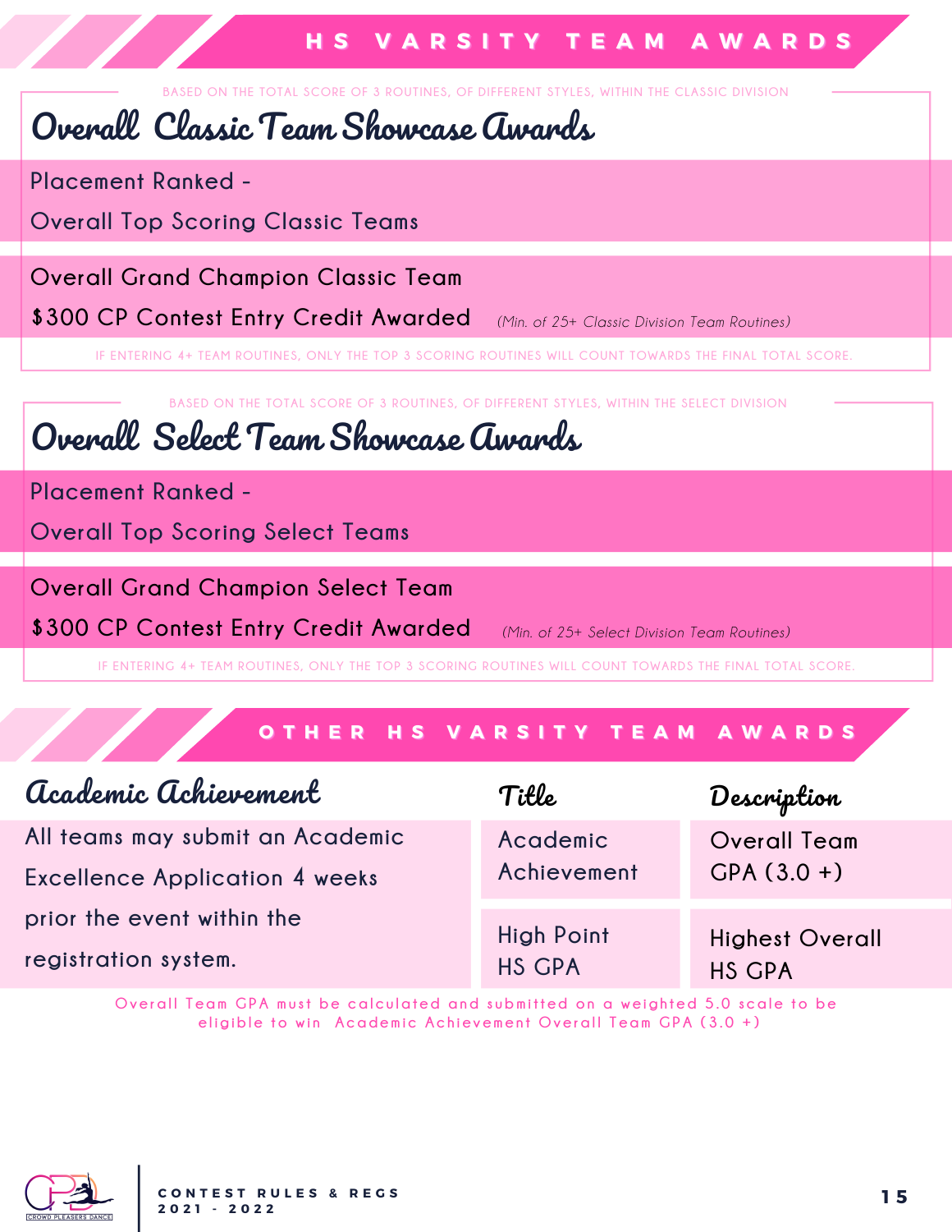# HS VARSITY TEAM AWARDS

BASED ON THE TOTAL SCORE OF 3 ROUTINES, OF DIFFERENT STYLES, WITHIN THE CLASSIC DIVISION

## Overall Classic Team Showcase Awards

Placement Ranked -
Overall Top Scoring Classic Teams

Overall Grand Champion Classic Team
$300 CP Contest Entry Credit Awarded *(Min. of 25+ Classic Division Team Routines)*

IF ENTERING 4+ TEAM ROUTINES, ONLY THE TOP 3 SCORING ROUTINES WILL COUNT TOWARDS THE FINAL TOTAL SCORE.

BASED ON THE TOTAL SCORE OF 3 ROUTINES, OF DIFFERENT STYLES, WITHIN THE SELECT DIVISION

## Overall Select Team Showcase Awards

Placement Ranked -
Overall Top Scoring Select Teams

Overall Grand Champion Select Team
$300 CP Contest Entry Credit Awarded *(Min. of 25+ Select Division Team Routines)*

IF ENTERING 4+ TEAM ROUTINES, ONLY THE TOP 3 SCORING ROUTINES WILL COUNT TOWARDS THE FINAL TOTAL SCORE.

# OTHER HS VARSITY TEAM AWARDS

| Academic Achievement | Title | Description |
|---|---|---|
| All teams may submit an Academic Excellence Application 4 weeks prior the event within the registration system. | Academic Achievement | Overall Team GPA (3.0 +) |
| | High Point HS GPA | Highest Overall HS GPA |

Overall Team GPA must be calculated and submitted on a weighted 5.0 scale to be eligible to win Academic Achievement Overall Team GPA (3.0 +)